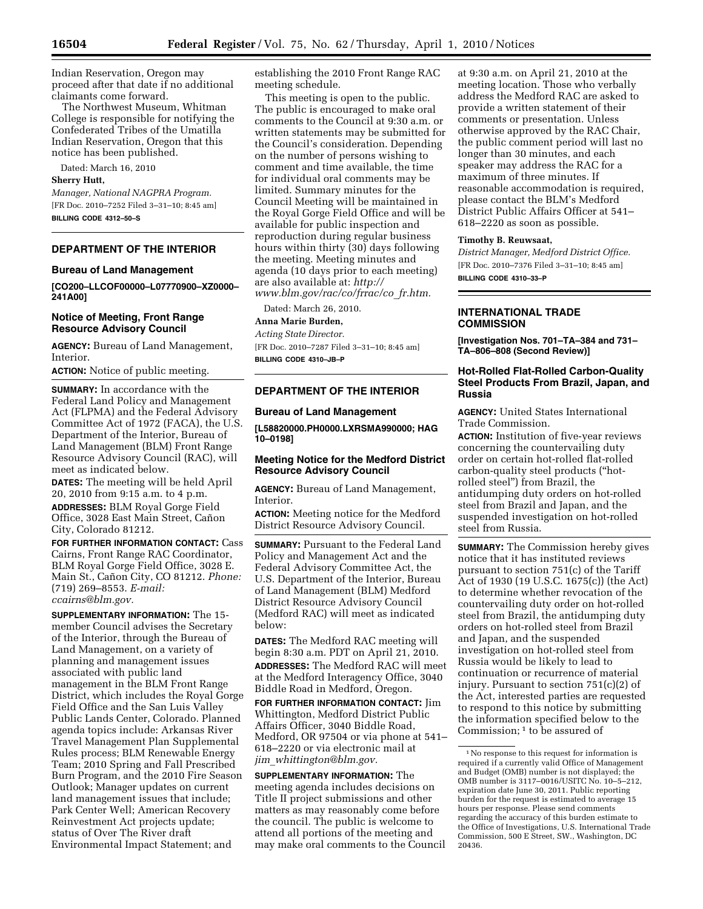Indian Reservation, Oregon may proceed after that date if no additional claimants come forward.

The Northwest Museum, Whitman College is responsible for notifying the Confederated Tribes of the Umatilla Indian Reservation, Oregon that this notice has been published.

Dated: March 16, 2010

**Sherry Hutt,**

*Manager, National NAGPRA Program.*

[FR Doc. 2010–7252 Filed 3–31–10; 8:45 am]

**BILLING CODE 4312–50–S**

## DEPARTMENT OF THE INTERIOR

### Bureau of Land Management

**[CO200–LLCOF00000–L07770900–XZ0000–241A00]**

### Notice of Meeting, Front Range Resource Advisory Council

**AGENCY:** Bureau of Land Management, Interior.

**ACTION:** Notice of public meeting.

**SUMMARY:** In accordance with the Federal Land Policy and Management Act (FLPMA) and the Federal Advisory Committee Act of 1972 (FACA), the U.S. Department of the Interior, Bureau of Land Management (BLM) Front Range Resource Advisory Council (RAC), will meet as indicated below.

**DATES:** The meeting will be held April 20, 2010 from 9:15 a.m. to 4 p.m.

**ADDRESSES:** BLM Royal Gorge Field Office, 3028 East Main Street, Cañon City, Colorado 81212.

**FOR FURTHER INFORMATION CONTACT:** Cass Cairns, Front Range RAC Coordinator, BLM Royal Gorge Field Office, 3028 E. Main St., Cañon City, CO 81212. *Phone:* (719) 269–8553. *E-mail: ccairns@blm.gov.*

**SUPPLEMENTARY INFORMATION:** The 15-member Council advises the Secretary of the Interior, through the Bureau of Land Management, on a variety of planning and management issues associated with public land management in the BLM Front Range District, which includes the Royal Gorge Field Office and the San Luis Valley Public Lands Center, Colorado. Planned agenda topics include: Arkansas River Travel Management Plan Supplemental Rules process; BLM Renewable Energy Team; 2010 Spring and Fall Prescribed Burn Program, and the 2010 Fire Season Outlook; Manager updates on current land management issues that include; Park Center Well; American Recovery Reinvestment Act projects update; status of Over The River draft Environmental Impact Statement; and establishing the 2010 Front Range RAC meeting schedule.

This meeting is open to the public. The public is encouraged to make oral comments to the Council at 9:30 a.m. or written statements may be submitted for the Council's consideration. Depending on the number of persons wishing to comment and time available, the time for individual oral comments may be limited. Summary minutes for the Council Meeting will be maintained in the Royal Gorge Field Office and will be available for public inspection and reproduction during regular business hours within thirty (30) days following the meeting. Meeting minutes and agenda (10 days prior to each meeting) are also available at: *http://www.blm.gov/rac/co/frrac/co_fr.htm.*

Dated: March 26, 2010.

**Anna Marie Burden,**

*Acting State Director.*

[FR Doc. 2010–7287 Filed 3–31–10; 8:45 am]

**BILLING CODE 4310–JB–P**

## DEPARTMENT OF THE INTERIOR

### Bureau of Land Management

**[L58820000.PH0000.LXRSMA990000; HAG 10–0198]**

### Meeting Notice for the Medford District Resource Advisory Council

**AGENCY:** Bureau of Land Management, Interior.

**ACTION:** Meeting notice for the Medford District Resource Advisory Council.

**SUMMARY:** Pursuant to the Federal Land Policy and Management Act and the Federal Advisory Committee Act, the U.S. Department of the Interior, Bureau of Land Management (BLM) Medford District Resource Advisory Council (Medford RAC) will meet as indicated below:

**DATES:** The Medford RAC meeting will begin 8:30 a.m. PDT on April 21, 2010.

**ADDRESSES:** The Medford RAC will meet at the Medford Interagency Office, 3040 Biddle Road in Medford, Oregon.

**FOR FURTHER INFORMATION CONTACT:** Jim Whittington, Medford District Public Affairs Officer, 3040 Biddle Road, Medford, OR 97504 or via phone at 541–618–2220 or via electronic mail at *jim_whittington@blm.gov.*

**SUPPLEMENTARY INFORMATION:** The meeting agenda includes decisions on Title II project submissions and other matters as may reasonably come before the council. The public is welcome to attend all portions of the meeting and may make oral comments to the Council at 9:30 a.m. on April 21, 2010 at the meeting location. Those who verbally address the Medford RAC are asked to provide a written statement of their comments or presentation. Unless otherwise approved by the RAC Chair, the public comment period will last no longer than 30 minutes, and each speaker may address the RAC for a maximum of three minutes. If reasonable accommodation is required, please contact the BLM's Medford District Public Affairs Officer at 541–618–2220 as soon as possible.

**Timothy B. Reuwsaat,**

*District Manager, Medford District Office.*

[FR Doc. 2010–7376 Filed 3–31–10; 8:45 am]

**BILLING CODE 4310–33–P**

## INTERNATIONAL TRADE COMMISSION

**[Investigation Nos. 701–TA–384 and 731–TA–806–808 (Second Review)]**

### Hot-Rolled Flat-Rolled Carbon-Quality Steel Products From Brazil, Japan, and Russia

**AGENCY:** United States International Trade Commission.

**ACTION:** Institution of five-year reviews concerning the countervailing duty order on certain hot-rolled flat-rolled carbon-quality steel products ("hot-rolled steel") from Brazil, the antidumping duty orders on hot-rolled steel from Brazil and Japan, and the suspended investigation on hot-rolled steel from Russia.

**SUMMARY:** The Commission hereby gives notice that it has instituted reviews pursuant to section 751(c) of the Tariff Act of 1930 (19 U.S.C. 1675(c)) (the Act) to determine whether revocation of the countervailing duty order on hot-rolled steel from Brazil, the antidumping duty orders on hot-rolled steel from Brazil and Japan, and the suspended investigation on hot-rolled steel from Russia would be likely to lead to continuation or recurrence of material injury. Pursuant to section 751(c)(2) of the Act, interested parties are requested to respond to this notice by submitting the information specified below to the Commission; [1] to be assured of

[1] No response to this request for information is required if a currently valid Office of Management and Budget (OMB) number is not displayed; the OMB number is 3117–0016/USITC No. 10–5–212, expiration date June 30, 2011. Public reporting burden for the request is estimated to average 15 hours per response. Please send comments regarding the accuracy of this burden estimate to the Office of Investigations, U.S. International Trade Commission, 500 E Street, SW., Washington, DC 20436.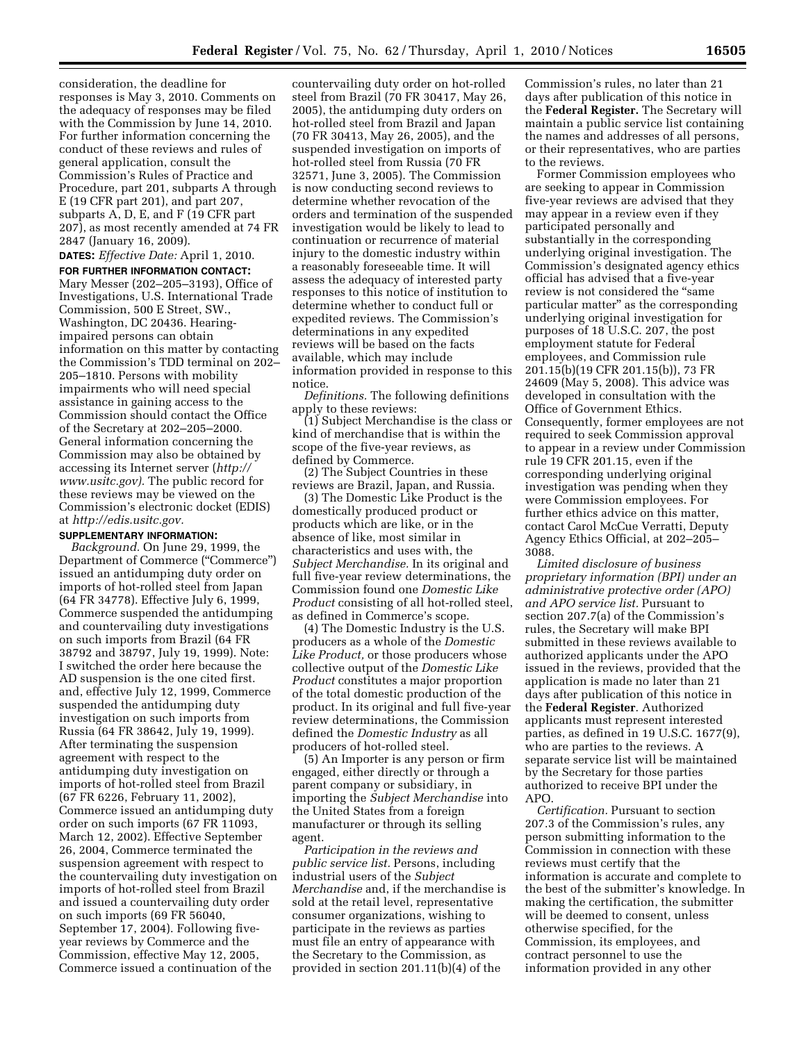consideration, the deadline for responses is May 3, 2010. Comments on the adequacy of responses may be filed with the Commission by June 14, 2010. For further information concerning the conduct of these reviews and rules of general application, consult the Commission's Rules of Practice and Procedure, part 201, subparts A through E (19 CFR part 201), and part 207, subparts A, D, E, and F (19 CFR part 207), as most recently amended at 74 FR 2847 (January 16, 2009).

**DATES:** *Effective Date:* April 1, 2010.

**FOR FURTHER INFORMATION CONTACT:** Mary Messer (202–205–3193), Office of Investigations, U.S. International Trade Commission, 500 E Street, SW., Washington, DC 20436. Hearing-impaired persons can obtain information on this matter by contacting the Commission's TDD terminal on 202–205–1810. Persons with mobility impairments who will need special assistance in gaining access to the Commission should contact the Office of the Secretary at 202–205–2000. General information concerning the Commission may also be obtained by accessing its Internet server (*http://www.usitc.gov).* The public record for these reviews may be viewed on the Commission's electronic docket (EDIS) at *http://edis.usitc.gov.*

**SUPPLEMENTARY INFORMATION:**

*Background.* On June 29, 1999, the Department of Commerce ("Commerce") issued an antidumping duty order on imports of hot-rolled steel from Japan (64 FR 34778). Effective July 6, 1999, Commerce suspended the antidumping and countervailing duty investigations on such imports from Brazil (64 FR 38792 and 38797, July 19, 1999). Note: I switched the order here because the AD suspension is the one cited first. and, effective July 12, 1999, Commerce suspended the antidumping duty investigation on such imports from Russia (64 FR 38642, July 19, 1999). After terminating the suspension agreement with respect to the antidumping duty investigation on imports of hot-rolled steel from Brazil (67 FR 6226, February 11, 2002), Commerce issued an antidumping duty order on such imports (67 FR 11093, March 12, 2002). Effective September 26, 2004, Commerce terminated the suspension agreement with respect to the countervailing duty investigation on imports of hot-rolled steel from Brazil and issued a countervailing duty order on such imports (69 FR 56040, September 17, 2004). Following five-year reviews by Commerce and the Commission, effective May 12, 2005, Commerce issued a continuation of the countervailing duty order on hot-rolled steel from Brazil (70 FR 30417, May 26, 2005), the antidumping duty orders on hot-rolled steel from Brazil and Japan (70 FR 30413, May 26, 2005), and the suspended investigation on imports of hot-rolled steel from Russia (70 FR 32571, June 3, 2005). The Commission is now conducting second reviews to determine whether revocation of the orders and termination of the suspended investigation would be likely to lead to continuation or recurrence of material injury to the domestic industry within a reasonably foreseeable time. It will assess the adequacy of interested party responses to this notice of institution to determine whether to conduct full or expedited reviews. The Commission's determinations in any expedited reviews will be based on the facts available, which may include information provided in response to this notice.

*Definitions.* The following definitions apply to these reviews:

(1) Subject Merchandise is the class or kind of merchandise that is within the scope of the five-year reviews, as defined by Commerce.

(2) The Subject Countries in these reviews are Brazil, Japan, and Russia.

(3) The Domestic Like Product is the domestically produced product or products which are like, or in the absence of like, most similar in characteristics and uses with, the *Subject Merchandise.* In its original and full five-year review determinations, the Commission found one *Domestic Like Product* consisting of all hot-rolled steel, as defined in Commerce's scope.

(4) The Domestic Industry is the U.S. producers as a whole of the *Domestic Like Product,* or those producers whose collective output of the *Domestic Like Product* constitutes a major proportion of the total domestic production of the product. In its original and full five-year review determinations, the Commission defined the *Domestic Industry* as all producers of hot-rolled steel.

(5) An Importer is any person or firm engaged, either directly or through a parent company or subsidiary, in importing the *Subject Merchandise* into the United States from a foreign manufacturer or through its selling agent.

*Participation in the reviews and public service list.* Persons, including industrial users of the *Subject Merchandise* and, if the merchandise is sold at the retail level, representative consumer organizations, wishing to participate in the reviews as parties must file an entry of appearance with the Secretary to the Commission, as provided in section 201.11(b)(4) of the Commission's rules, no later than 21 days after publication of this notice in the **Federal Register.** The Secretary will maintain a public service list containing the names and addresses of all persons, or their representatives, who are parties to the reviews.

Former Commission employees who are seeking to appear in Commission five-year reviews are advised that they may appear in a review even if they participated personally and substantially in the corresponding underlying original investigation. The Commission's designated agency ethics official has advised that a five-year review is not considered the "same particular matter" as the corresponding underlying original investigation for purposes of 18 U.S.C. 207, the post employment statute for Federal employees, and Commission rule 201.15(b)(19 CFR 201.15(b)), 73 FR 24609 (May 5, 2008). This advice was developed in consultation with the Office of Government Ethics. Consequently, former employees are not required to seek Commission approval to appear in a review under Commission rule 19 CFR 201.15, even if the corresponding underlying original investigation was pending when they were Commission employees. For further ethics advice on this matter, contact Carol McCue Verratti, Deputy Agency Ethics Official, at 202–205–3088.

*Limited disclosure of business proprietary information (BPI) under an administrative protective order (APO) and APO service list.* Pursuant to section 207.7(a) of the Commission's rules, the Secretary will make BPI submitted in these reviews available to authorized applicants under the APO issued in the reviews, provided that the application is made no later than 21 days after publication of this notice in the **Federal Register**. Authorized applicants must represent interested parties, as defined in 19 U.S.C. 1677(9), who are parties to the reviews. A separate service list will be maintained by the Secretary for those parties authorized to receive BPI under the APO.

*Certification.* Pursuant to section 207.3 of the Commission's rules, any person submitting information to the Commission in connection with these reviews must certify that the information is accurate and complete to the best of the submitter's knowledge. In making the certification, the submitter will be deemed to consent, unless otherwise specified, for the Commission, its employees, and contract personnel to use the information provided in any other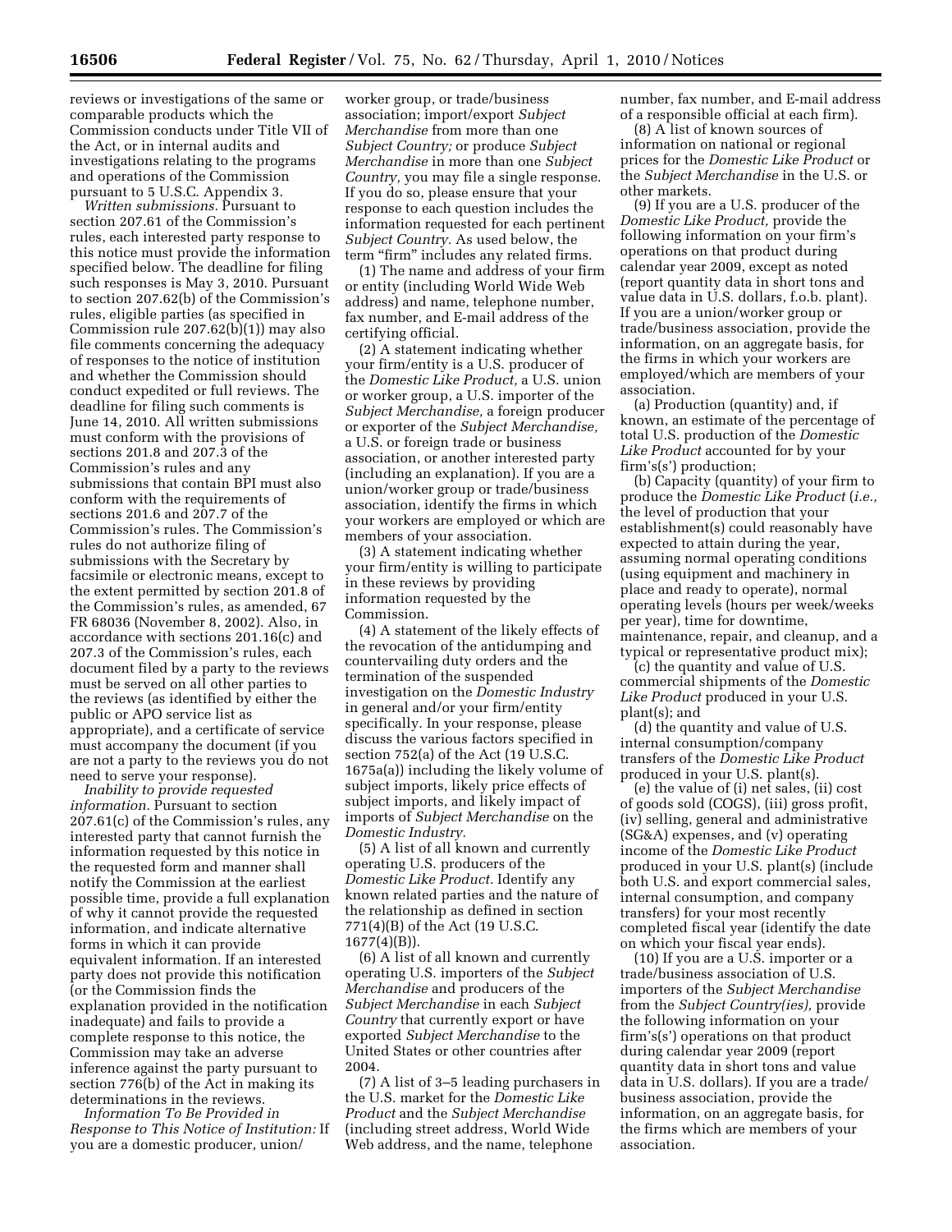reviews or investigations of the same or comparable products which the Commission conducts under Title VII of the Act, or in internal audits and investigations relating to the programs and operations of the Commission pursuant to 5 U.S.C. Appendix 3.

*Written submissions.* Pursuant to section 207.61 of the Commission's rules, each interested party response to this notice must provide the information specified below. The deadline for filing such responses is May 3, 2010. Pursuant to section 207.62(b) of the Commission's rules, eligible parties (as specified in Commission rule 207.62(b)(1)) may also file comments concerning the adequacy of responses to the notice of institution and whether the Commission should conduct expedited or full reviews. The deadline for filing such comments is June 14, 2010. All written submissions must conform with the provisions of sections 201.8 and 207.3 of the Commission's rules and any submissions that contain BPI must also conform with the requirements of sections 201.6 and 207.7 of the Commission's rules. The Commission's rules do not authorize filing of submissions with the Secretary by facsimile or electronic means, except to the extent permitted by section 201.8 of the Commission's rules, as amended, 67 FR 68036 (November 8, 2002). Also, in accordance with sections 201.16(c) and 207.3 of the Commission's rules, each document filed by a party to the reviews must be served on all other parties to the reviews (as identified by either the public or APO service list as appropriate), and a certificate of service must accompany the document (if you are not a party to the reviews you do not need to serve your response).

*Inability to provide requested information.* Pursuant to section 207.61(c) of the Commission's rules, any interested party that cannot furnish the information requested by this notice in the requested form and manner shall notify the Commission at the earliest possible time, provide a full explanation of why it cannot provide the requested information, and indicate alternative forms in which it can provide equivalent information. If an interested party does not provide this notification (or the Commission finds the explanation provided in the notification inadequate) and fails to provide a complete response to this notice, the Commission may take an adverse inference against the party pursuant to section 776(b) of the Act in making its determinations in the reviews.

*Information To Be Provided in Response to This Notice of Institution:* If you are a domestic producer, union/worker group, or trade/business association; import/export *Subject Merchandise* from more than one *Subject Country;* or produce *Subject Merchandise* in more than one *Subject Country,* you may file a single response. If you do so, please ensure that your response to each question includes the information requested for each pertinent *Subject Country.* As used below, the term "firm" includes any related firms.

(1) The name and address of your firm or entity (including World Wide Web address) and name, telephone number, fax number, and E-mail address of the certifying official.

(2) A statement indicating whether your firm/entity is a U.S. producer of the *Domestic Like Product,* a U.S. union or worker group, a U.S. importer of the *Subject Merchandise,* a foreign producer or exporter of the *Subject Merchandise,* a U.S. or foreign trade or business association, or another interested party (including an explanation). If you are a union/worker group or trade/business association, identify the firms in which your workers are employed or which are members of your association.

(3) A statement indicating whether your firm/entity is willing to participate in these reviews by providing information requested by the Commission.

(4) A statement of the likely effects of the revocation of the antidumping and countervailing duty orders and the termination of the suspended investigation on the *Domestic Industry* in general and/or your firm/entity specifically. In your response, please discuss the various factors specified in section 752(a) of the Act (19 U.S.C. 1675a(a)) including the likely volume of subject imports, likely price effects of subject imports, and likely impact of imports of *Subject Merchandise* on the *Domestic Industry.*

(5) A list of all known and currently operating U.S. producers of the *Domestic Like Product.* Identify any known related parties and the nature of the relationship as defined in section 771(4)(B) of the Act (19 U.S.C. 1677(4)(B)).

(6) A list of all known and currently operating U.S. importers of the *Subject Merchandise* and producers of the *Subject Merchandise* in each *Subject Country* that currently export or have exported *Subject Merchandise* to the United States or other countries after 2004.

(7) A list of 3–5 leading purchasers in the U.S. market for the *Domestic Like Product* and the *Subject Merchandise* (including street address, World Wide Web address, and the name, telephone number, fax number, and E-mail address of a responsible official at each firm).

(8) A list of known sources of information on national or regional prices for the *Domestic Like Product* or the *Subject Merchandise* in the U.S. or other markets.

(9) If you are a U.S. producer of the *Domestic Like Product,* provide the following information on your firm's operations on that product during calendar year 2009, except as noted (report quantity data in short tons and value data in U.S. dollars, f.o.b. plant). If you are a union/worker group or trade/business association, provide the information, on an aggregate basis, for the firms in which your workers are employed/which are members of your association.

(a) Production (quantity) and, if known, an estimate of the percentage of total U.S. production of the *Domestic Like Product* accounted for by your firm's(s') production;

(b) Capacity (quantity) of your firm to produce the *Domestic Like Product* (*i.e.,* the level of production that your establishment(s) could reasonably have expected to attain during the year, assuming normal operating conditions (using equipment and machinery in place and ready to operate), normal operating levels (hours per week/weeks per year), time for downtime, maintenance, repair, and cleanup, and a typical or representative product mix);

(c) the quantity and value of U.S. commercial shipments of the *Domestic Like Product* produced in your U.S. plant(s); and

(d) the quantity and value of U.S. internal consumption/company transfers of the *Domestic Like Product* produced in your U.S. plant(s).

(e) the value of (i) net sales, (ii) cost of goods sold (COGS), (iii) gross profit, (iv) selling, general and administrative (SG&A) expenses, and (v) operating income of the *Domestic Like Product* produced in your U.S. plant(s) (include both U.S. and export commercial sales, internal consumption, and company transfers) for your most recently completed fiscal year (identify the date on which your fiscal year ends).

(10) If you are a U.S. importer or a trade/business association of U.S. importers of the *Subject Merchandise* from the *Subject Country(ies),* provide the following information on your firm's(s') operations on that product during calendar year 2009 (report quantity data in short tons and value data in U.S. dollars). If you are a trade/business association, provide the information, on an aggregate basis, for the firms which are members of your association.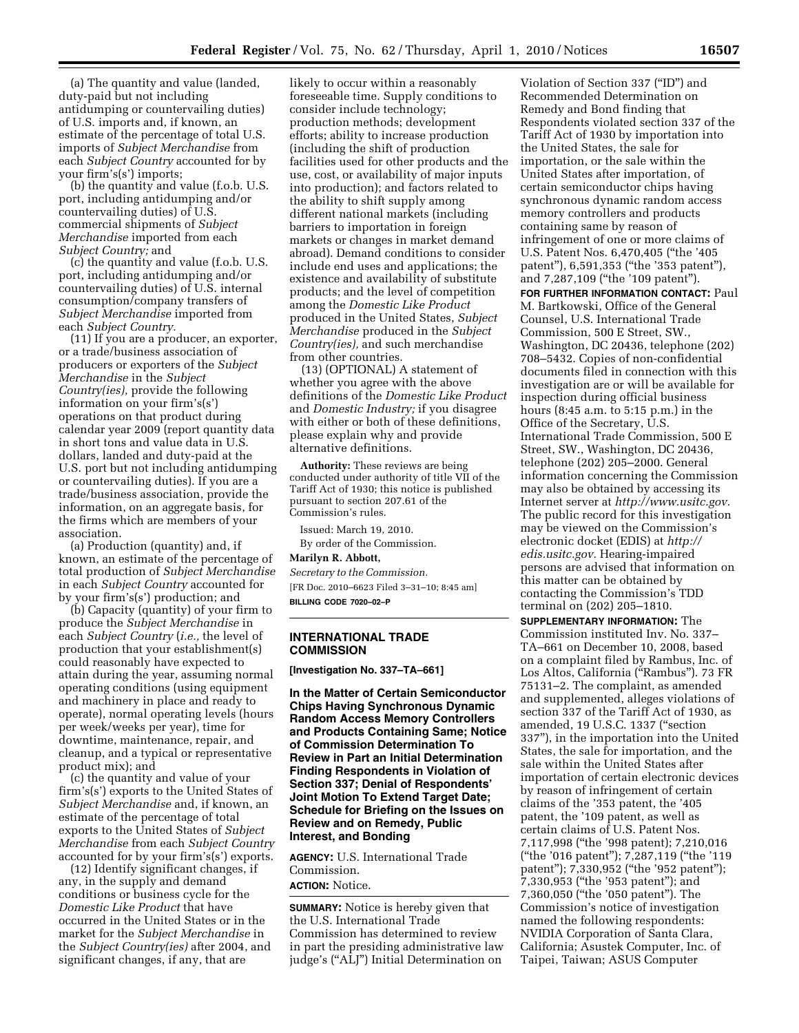(a) The quantity and value (landed, duty-paid but not including antidumping or countervailing duties) of U.S. imports and, if known, an estimate of the percentage of total U.S. imports of *Subject Merchandise* from each *Subject Country* accounted for by your firm's(s') imports;

(b) the quantity and value (f.o.b. U.S. port, including antidumping and/or countervailing duties) of U.S. commercial shipments of *Subject Merchandise* imported from each *Subject Country;* and

(c) the quantity and value (f.o.b. U.S. port, including antidumping and/or countervailing duties) of U.S. internal consumption/company transfers of *Subject Merchandise* imported from each *Subject Country.*

(11) If you are a producer, an exporter, or a trade/business association of producers or exporters of the *Subject Merchandise* in the *Subject Country(ies),* provide the following information on your firm's(s') operations on that product during calendar year 2009 (report quantity data in short tons and value data in U.S. dollars, landed and duty-paid at the U.S. port but not including antidumping or countervailing duties). If you are a trade/business association, provide the information, on an aggregate basis, for the firms which are members of your association.

(a) Production (quantity) and, if known, an estimate of the percentage of total production of *Subject Merchandise* in each *Subject Country* accounted for by your firm's(s') production; and

(b) Capacity (quantity) of your firm to produce the *Subject Merchandise* in each *Subject Country* (*i.e.,* the level of production that your establishment(s) could reasonably have expected to attain during the year, assuming normal operating conditions (using equipment and machinery in place and ready to operate), normal operating levels (hours per week/weeks per year), time for downtime, maintenance, repair, and cleanup, and a typical or representative product mix); and

(c) the quantity and value of your firm's(s') exports to the United States of *Subject Merchandise* and, if known, an estimate of the percentage of total exports to the United States of *Subject Merchandise* from each *Subject Country* accounted for by your firm's(s') exports.

(12) Identify significant changes, if any, in the supply and demand conditions or business cycle for the *Domestic Like Product* that have occurred in the United States or in the market for the *Subject Merchandise* in the *Subject Country(ies)* after 2004, and significant changes, if any, that are likely to occur within a reasonably foreseeable time. Supply conditions to consider include technology; production methods; development efforts; ability to increase production (including the shift of production facilities used for other products and the use, cost, or availability of major inputs into production); and factors related to the ability to shift supply among different national markets (including barriers to importation in foreign markets or changes in market demand abroad). Demand conditions to consider include end uses and applications; the existence and availability of substitute products; and the level of competition among the *Domestic Like Product* produced in the United States, *Subject Merchandise* produced in the *Subject Country(ies),* and such merchandise from other countries.

(13) (OPTIONAL) A statement of whether you agree with the above definitions of the *Domestic Like Product* and *Domestic Industry;* if you disagree with either or both of these definitions, please explain why and provide alternative definitions.

**Authority:** These reviews are being conducted under authority of title VII of the Tariff Act of 1930; this notice is published pursuant to section 207.61 of the Commission's rules.

Issued: March 19, 2010.

By order of the Commission.

**Marilyn R. Abbott,**

*Secretary to the Commission.*

[FR Doc. 2010–6623 Filed 3–31–10; 8:45 am]

**BILLING CODE 7020–02–P**

## INTERNATIONAL TRADE COMMISSION

**[Investigation No. 337–TA–661]**

### In the Matter of Certain Semiconductor Chips Having Synchronous Dynamic Random Access Memory Controllers and Products Containing Same; Notice of Commission Determination To Review in Part an Initial Determination Finding Respondents in Violation of Section 337; Denial of Respondents' Joint Motion To Extend Target Date; Schedule for Briefing on the Issues on Review and on Remedy, Public Interest, and Bonding

**AGENCY:** U.S. International Trade Commission.

**ACTION:** Notice.

**SUMMARY:** Notice is hereby given that the U.S. International Trade Commission has determined to review in part the presiding administrative law judge's ("ALJ") Initial Determination on Violation of Section 337 ("ID") and Recommended Determination on Remedy and Bond finding that Respondents violated section 337 of the Tariff Act of 1930 by importation into the United States, the sale for importation, or the sale within the United States after importation, of certain semiconductor chips having synchronous dynamic random access memory controllers and products containing same by reason of infringement of one or more claims of U.S. Patent Nos. 6,470,405 ("the '405 patent"), 6,591,353 ("the '353 patent"), and 7,287,109 ("the '109 patent").

**FOR FURTHER INFORMATION CONTACT:** Paul M. Bartkowski, Office of the General Counsel, U.S. International Trade Commission, 500 E Street, SW., Washington, DC 20436, telephone (202) 708–5432. Copies of non-confidential documents filed in connection with this investigation are or will be available for inspection during official business hours (8:45 a.m. to 5:15 p.m.) in the Office of the Secretary, U.S. International Trade Commission, 500 E Street, SW., Washington, DC 20436, telephone (202) 205–2000. General information concerning the Commission may also be obtained by accessing its Internet server at *http://www.usitc.gov.* The public record for this investigation may be viewed on the Commission's electronic docket (EDIS) at *http://edis.usitc.gov.* Hearing-impaired persons are advised that information on this matter can be obtained by contacting the Commission's TDD terminal on (202) 205–1810.

**SUPPLEMENTARY INFORMATION:** The Commission instituted Inv. No. 337–TA–661 on December 10, 2008, based on a complaint filed by Rambus, Inc. of Los Altos, California ("Rambus"). 73 FR 75131–2. The complaint, as amended and supplemented, alleges violations of section 337 of the Tariff Act of 1930, as amended, 19 U.S.C. 1337 ("section 337"), in the importation into the United States, the sale for importation, and the sale within the United States after importation of certain electronic devices by reason of infringement of certain claims of the '353 patent, the '405 patent, the '109 patent, as well as certain claims of U.S. Patent Nos. 7,117,998 ("the '998 patent); 7,210,016 ("the '016 patent"); 7,287,119 ("the '119 patent"); 7,330,952 ("the '952 patent"); 7,330,953 ("the '953 patent"); and 7,360,050 ("the '050 patent"). The Commission's notice of investigation named the following respondents: NVIDIA Corporation of Santa Clara, California; Asustek Computer, Inc. of Taipei, Taiwan; ASUS Computer